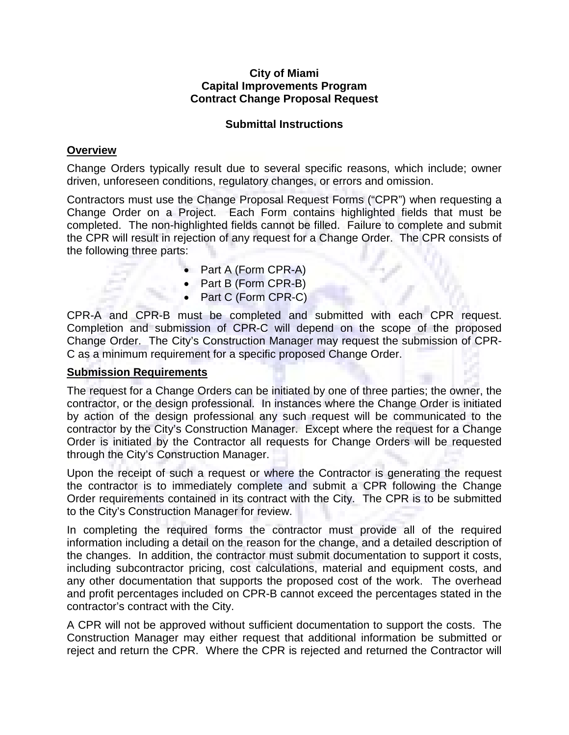**City of Miami**
**Capital Improvements Program**
**Contract Change Proposal Request**

**Submittal Instructions**

## Overview

Change Orders typically result due to several specific reasons, which include; owner driven, unforeseen conditions, regulatory changes, or errors and omission.

Contractors must use the Change Proposal Request Forms ("CPR") when requesting a Change Order on a Project. Each Form contains highlighted fields that must be completed. The non-highlighted fields cannot be filled. Failure to complete and submit the CPR will result in rejection of any request for a Change Order. The CPR consists of the following three parts:

- Part A (Form CPR-A)
- Part B (Form CPR-B)
- Part C (Form CPR-C)

CPR-A and CPR-B must be completed and submitted with each CPR request. Completion and submission of CPR-C will depend on the scope of the proposed Change Order. The City's Construction Manager may request the submission of CPR-C as a minimum requirement for a specific proposed Change Order.

## Submission Requirements

The request for a Change Orders can be initiated by one of three parties; the owner, the contractor, or the design professional. In instances where the Change Order is initiated by action of the design professional any such request will be communicated to the contractor by the City's Construction Manager. Except where the request for a Change Order is initiated by the Contractor all requests for Change Orders will be requested through the City's Construction Manager.

Upon the receipt of such a request or where the Contractor is generating the request the contractor is to immediately complete and submit a CPR following the Change Order requirements contained in its contract with the City. The CPR is to be submitted to the City's Construction Manager for review.

In completing the required forms the contractor must provide all of the required information including a detail on the reason for the change, and a detailed description of the changes. In addition, the contractor must submit documentation to support it costs, including subcontractor pricing, cost calculations, material and equipment costs, and any other documentation that supports the proposed cost of the work. The overhead and profit percentages included on CPR-B cannot exceed the percentages stated in the contractor's contract with the City.

A CPR will not be approved without sufficient documentation to support the costs. The Construction Manager may either request that additional information be submitted or reject and return the CPR. Where the CPR is rejected and returned the Contractor will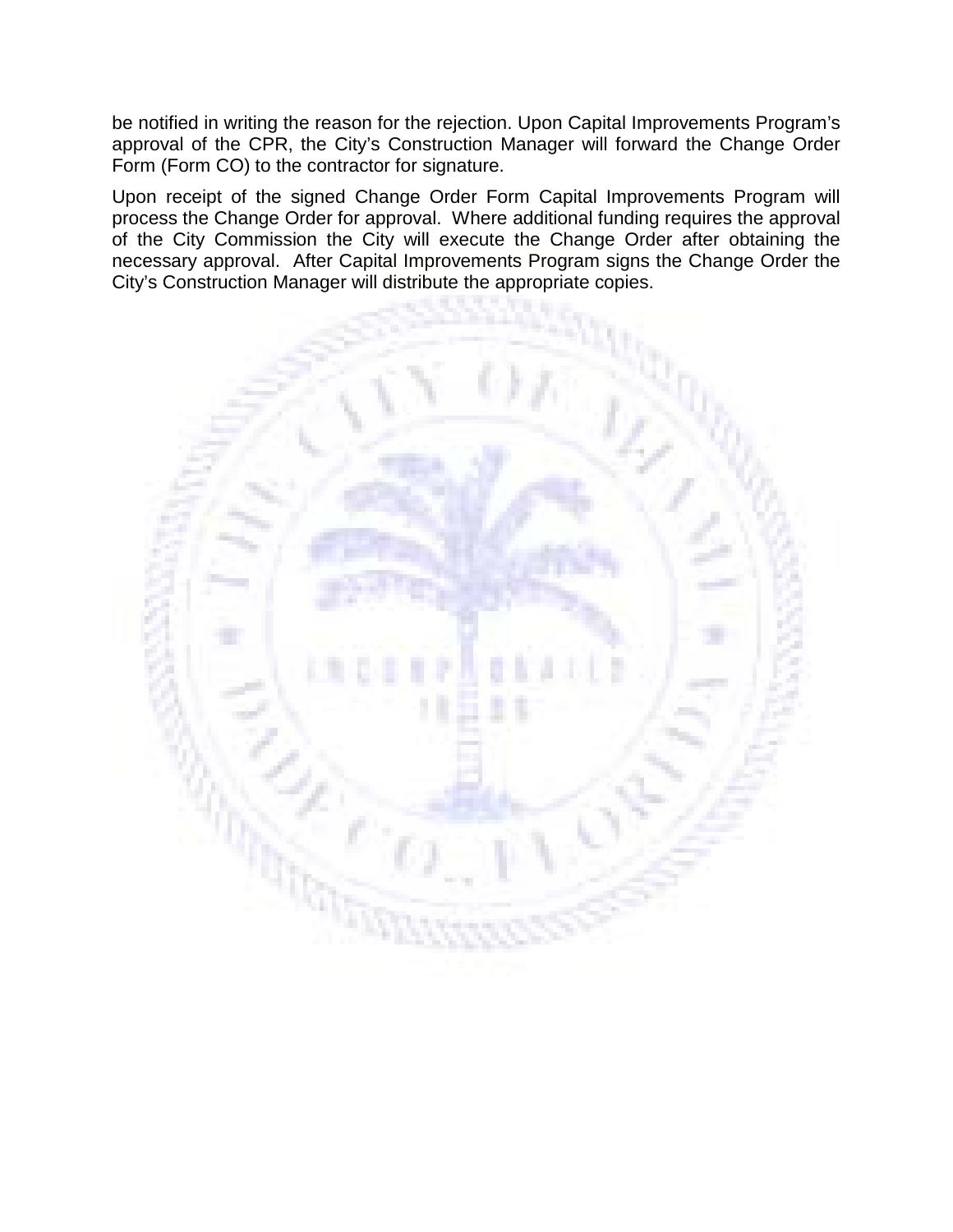be notified in writing the reason for the rejection. Upon Capital Improvements Program's approval of the CPR, the City's Construction Manager will forward the Change Order Form (Form CO) to the contractor for signature.

Upon receipt of the signed Change Order Form Capital Improvements Program will process the Change Order for approval. Where additional funding requires the approval of the City Commission the City will execute the Change Order after obtaining the necessary approval. After Capital Improvements Program signs the Change Order the City's Construction Manager will distribute the appropriate copies.